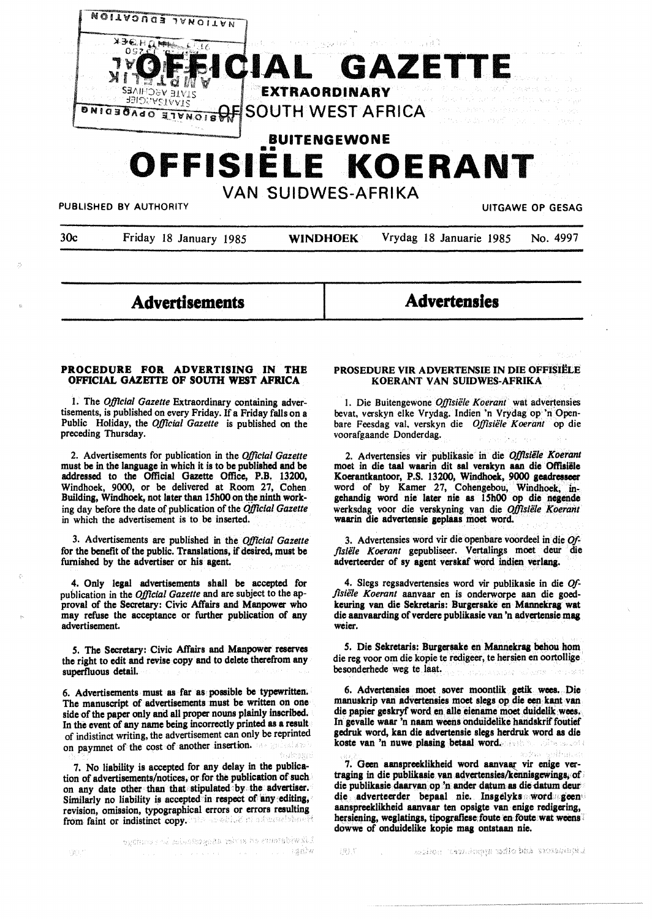# OFFICIAL GAZETTE

**EXTRAORDINARY**

# OF SOUTH WEST AFRICA

**BUITENGEWONE**

# OFFISIËLE KOERANT

## VAN SUIDWES-AFRIKA

PUBLISHED BY AUTHORITY — UITGAWE OP GESAG

30c — Friday 18 January 1985 — **WINDHOEK** — Vrydag 18 Januarie 1985 — No. 4997

# Advertisements

### PROCEDURE FOR ADVERTISING IN THE OFFICIAL GAZETTE OF SOUTH WEST AFRICA

1. The *Official Gazette* Extraordinary containing advertisements, is published on every Friday. If a Friday falls on a Public Holiday, the *Official Gazette* is published on the preceding Thursday.

2. Advertisements for publication in the *Official Gazette* must be in the language in which it is to be published and be addressed to the Official Gazette Office, P.B. 13200, Windhoek, 9000, or be delivered at Room 27, Cohen Building, Windhoek, not later than 15h00 on the ninth working day before the date of publication of the *Official Gazette* in which the advertisement is to be inserted.

3. Advertisements are published in the *Official Gazette* for the benefit of the public. Translations, if desired, must be furnished by the advertiser or his agent.

4. Only legal advertisements shall be accepted for publication in the *Official Gazette* and are subject to the approval of the Secretary: Civic Affairs and Manpower who may refuse the acceptance or further publication of any advertisement.

5. The Secretary: Civic Affairs and Manpower reserves the right to edit and revise copy and to delete therefrom any superfluous detail.

6. Advertisements must as far as possible be typewritten. The manuscript of advertisements must be written on one side of the paper only and all proper nouns plainly inscribed. In the event of any name being incorrectly printed as a result of indistinct writing, the advertisement can only be reprinted on paymnet of the cost of another insertion.

7. No liability is accepted for any delay in the publication of advertisements/notices, or for the publication of such on any date other than that stipulated by the advertiser. Similarly no liability is accepted in respect of any editing, revision, omission, typographical errors or errors resulting from faint or indistinct copy.

# Advertensies

### PROSEDURE VIR ADVERTENSIE IN DIE OFFISIËLE KOERANT VAN SUIDWES-AFRIKA

1. Die Buitengewone *Offisiële Koerant* wat advertensies bevat, verskyn elke Vrydag. Indien 'n Vrydag op 'n Openbare Feesdag val, verskyn die *Offisiële Koerant* op die voorafgaande Donderdag.

2. Advertensies vir publikasie in die *Offisiële Koerant* moet in die taal waarin dit sal verskyn aan die Offisiële Koerantkantoor, P.S. 13200, Windhoek, 9000 geadresseer word of by Kamer 27, Cohengebou, Windhoek, ingehandig word nie later nie as 15h00 op die negende werksdag voor die verskyning van die *Offisiële Koerant* waarin die advertensie geplaas moet word.

3. Advertensies word vir die openbare voordeel in die *Offisiële Koerant* gepubliseer. Vertalings moet deur die adverteerder of sy agent verskaf word indien verlang.

4. Slegs regsadvertensies word vir publikasie in die *Offisiële Koerant* aanvaar en is onderworpe aan die goedkeuring van die Sekretaris: Burgersake en Mannekrag wat die aanvaarding of verdere publikasie van 'n advertensie mag weier.

5. Die Sekretaris: Burgersake en Mannekrag behou hom die reg voor om die kopie te redigeer, te hersien en oortollige besonderhede weg te laat.

6. Advertensies moet sover moontlik getik wees. Die manuskrip van advertensies moet slegs op die een kant van die papier geskryf word en alle eiename moet duidelik wees. In gevalle waar 'n naam weens onduidelike handskrif foutief gedruk word, kan die advertensie slegs herdruk word as die koste van 'n nuwe plasing betaal word.

7. Geen aanspreeklikheid word aanvaar vir enige vertraging in die publikasie van advertensies/kennisgewings, of die publikasie daarvan op 'n ander datum as die datum deur die adverteerder bepaal nie. Insgelyks word geen aanspreeklikheid aanvaar ten opsigte van enige redigering, hersiening, weglatings, tipografiese foute en foute wat weens dowwe of onduidelike kopie mag ontstaan nie.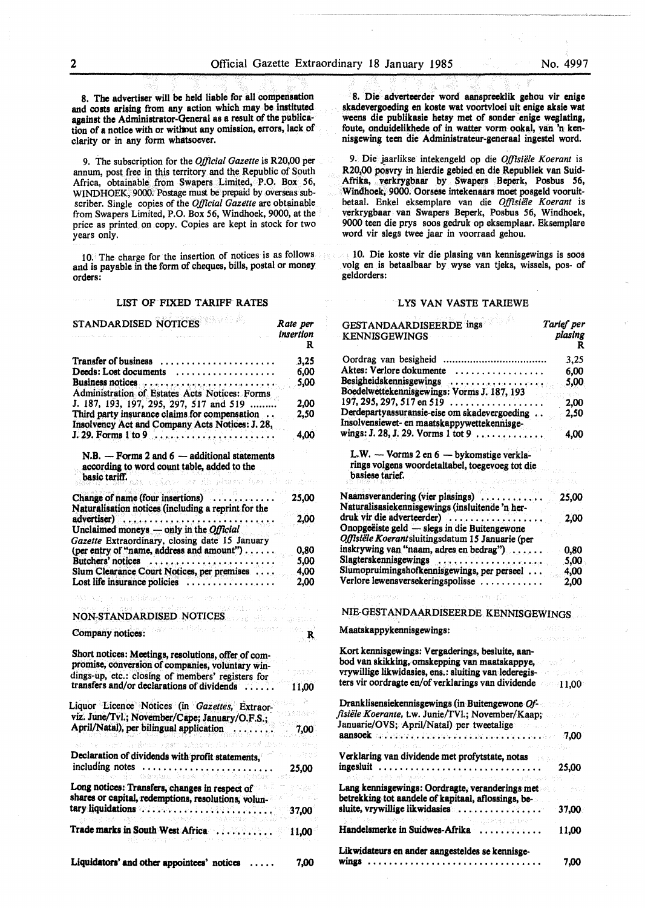8. The advertiser will be held liable for all compensation and costs arising from any action which may be instituted against the Administrator-General as a result of the publication of a notice with or without any omission, errors, lack of clarity or in any form whatsoever.

9. The subscription for the *Official Gazette* is R20,00 per annum, post free in this territory and the Republic of South Africa, obtainable from Swapers Limited, P.O. Box 56, WINDHOEK, 9000. Postage must be prepaid by overseas subscriber. Single copies of the *Official Gazette* are obtainable from Swapers Limited, P.O. Box 56, Windhoek, 9000, at the price as printed on copy. Copies are kept in stock for two years only.

10. The charge for the insertion of notices is as follows and is payable in the form of cheques, bills, postal or money orders:

## LIST OF FIXED TARIFF RATES

| STANDARDISED NOTICES | Rate per insertion R |
|---|---|
| Transfer of business | 3,25 |
| Deeds: Lost documents | 6,00 |
| Business notices | 5,00 |
| Administration of Estates Acts Notices: Forms J. 187, 193, 197, 295, 297, 517 and 519 | 2,00 |
| Third party insurance claims for compensation | 2,50 |
| Insolvency Act and Company Acts Notices: J. 28, J. 29. Forms 1 to 9 | 4,00 |
| N.B. — Forms 2 and 6 — additional statements according to word count table, added to the basic tariff. | |
| Change of name (four insertions) | 25,00 |
| Naturalisation notices (including a reprint for the advertiser) | 2,00 |
| Unclaimed moneys — only in the *Official Gazette* Extraordinary, closing date 15 January (per entry of "name, address and amount") | 0,80 |
| Butchers' notices | 5,00 |
| Slum Clearance Court Notices, per premises | 4,00 |
| Lost life insurance policies | 2,00 |

| NON-STANDARDISED NOTICES | |
|---|---|
| Company notices: | R |
| Short notices: Meetings, resolutions, offer of compromise, conversion of companies, voluntary windings-up, etc.: closing of members' registers for transfers and/or declarations of dividends | 11,00 |
| Liquor Licence Notices (in *Gazettes*, Extraordinary viz. June/Tvl.; November/Cape; January/O.F.S.; April/Natal), per bilingual application | 7,00 |
| Declaration of dividends with profit statements, including notes | 25,00 |
| Long notices: Transfers, changes in respect of shares or capital, redemptions, resolutions, voluntary liquidations | 37,00 |
| Trade marks in South West Africa | 11,00 |
| Liquidators' and other appointees' notices | 7,00 |

8. Die adverteerder word aanspreeklik gehou vir enige skadevergoeding en koste wat voortvloei uit enige aksie wat weens die publikasie hetsy met of sonder enige weglating, foute, onduidelikhede of in watter vorm ookal, van 'n kennisgewing teen die Administrateur-generaal ingestel word.

9. Die jaarlikse intekengeld op die *Offisiële Koerant* is R20,00 posvry in hierdie gebied en die Republiek van Suid-Afrika, verkrygbaar by Swapers Beperk, Posbus 56, Windhoek, 9000. Oorsese intekenaars moet posgeld vooruitbetaal. Enkel eksemplare van die *Offisiële Koerant* is verkrygbaar van Swapers Beperk, Posbus 56, Windhoek, 9000 teen die prys soos gedruk op eksemplaar. Eksemplare word vir slegs twee jaar in voorraad gehou.

10. Die koste vir die plasing van kennisgewings is soos volg en is betaalbaar by wyse van tjeks, wissels, pos- of geldorders:

## LYS VAN VASTE TARIEWE

| GESTANDAARDISEERDE KENNISGEWINGS | Tarief per plasing R |
|---|---|
| Oordrag van besigheid | 3,25 |
| Aktes: Verlore dokumente | 6,00 |
| Besigheidskennisgewings | 5,00 |
| Boedelwettekennisgewings: Vorms J. 187, 193 197, 295, 297, 517 en 519 | 2,00 |
| Derdepartyassuransie-eise om skadevergoeding | 2,50 |
| Insolvensiewet- en maatskappywettekennisgewings: J. 28, J. 29. Vorms 1 tot 9 | 4,00 |
| L.W. — Vorms 2 en 6 — bykomstige verklarings volgens woordetaltabel, toegevoeg tot die basiese tarief. | |
| Naamsverandering (vier plasings) | 25,00 |
| Naturalisasiekennisgewings (insluitende 'n herdruk vir die adverteerder) | 2,00 |
| Onopgeëiste geld — slegs in die Buitengewone *Offisiële Koerant* sluitingsdatum 15 Januarie (per inskrywing van "naam, adres en bedrag") | 0,80 |
| Slagterskennisgewings | 5,00 |
| Slumopruimingshofkennisgewings, per perseel | 4,00 |
| Verlore lewensversekeringspolisse | 2,00 |

| NIE-GESTANDAARDISEERDE KENNISGEWINGS | |
|---|---|
| Maatskappykennisgewings: | |
| Kort kennisgewings: Vergaderings, besluite, aanbod van skikking, omskepping van maatskappye, vrywillige likwidasies, ens.: sluiting van lederegisters vir oordragte en/of verklarings van dividende | 11,00 |
| Dranklisensiekennisgewings (in Buitengewone *Offisiële Koerante*, t.w. Junie/TVl.; November/Kaap; Januarie/OVS; April/Natal) per tweetalige aansoek | 7,00 |
| Verklaring van dividende met profytstate, notas ingesluit | 25,00 |
| Lang kennisgewings: Oordragte, veranderings met betrekking tot aandele of kapitaal, aflossings, besluite, vrywillige likwidasies | 37,00 |
| Handelsmerke in Suidwes-Afrika | 11,00 |
| Likwidateurs en ander aangesteldes se kennisgewings | 7,00 |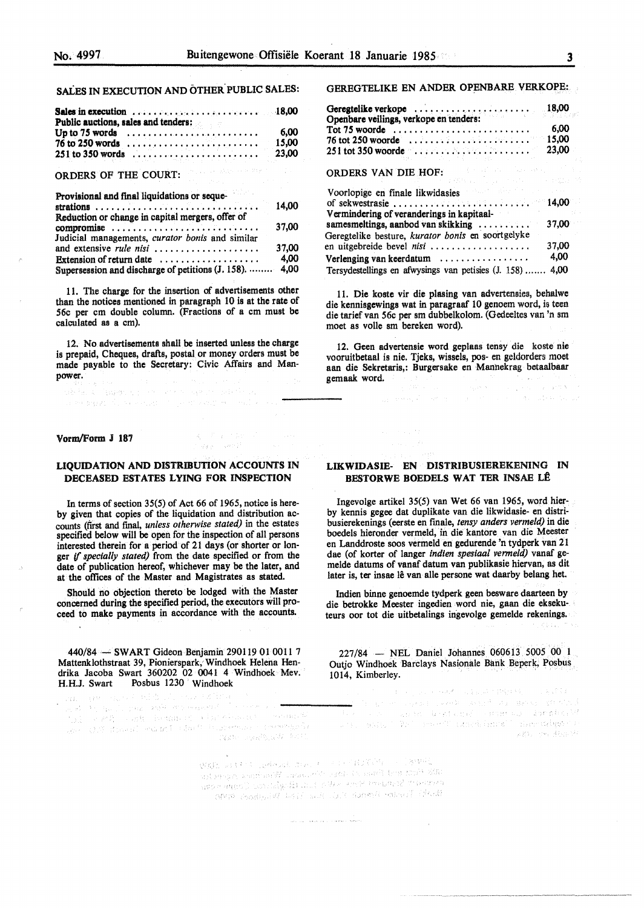## SALES IN EXECUTION AND OTHER PUBLIC SALES:

| | |
|---|---|
| **Sales in execution** | 18,00 |
| **Public auctions, sales and tenders:** | |
| **Up to 75 words** | 6,00 |
| **76 to 250 words** | 15,00 |
| **251 to 350 words** | 23,00 |

## ORDERS OF THE COURT:

| | |
|---|---|
| **Provisional and final liquidations or sequestrations** | 14,00 |
| Reduction or change in capital mergers, offer of compromise | 37,00 |
| Judicial managements, *curator bonis* and similar and extensive *rule nisi* | 37,00 |
| Extension of return date | 4,00 |
| Supersession and discharge of petitions (J. 158). | 4,00 |

11. The charge for the insertion of advertisements other than the notices mentioned in paragraph 10 is at the rate of 56c per cm double column. (Fractions of a cm must be calculated as a cm).

12. No advertisements shall be inserted unless the charge is prepaid, Cheques, drafts, postal or money orders must be made payable to the Secretary: Civic Affairs and Manpower.

## GEREGTELIKE EN ANDER OPENBARE VERKOPE:

| | |
|---|---|
| Geregtelike verkope | 18,00 |
| Openbare veilings, verkope en tenders: | |
| Tot 75 woorde | 6,00 |
| 76 tot 250 woorde | 15,00 |
| 251 tot 350 woorde | 23,00 |

## ORDERS VAN DIE HOF:

| | |
|---|---|
| Voorlopige en finale likwidasies of sekwestrasie | 14,00 |
| Vermindering of veranderings in kapitaalsamesmeltings, aanbod van skikking | 37,00 |
| Geregtelike besture, *kurator bonis* en soortgelyke en uitgebreide bevel *nisi* | 37,00 |
| Verlenging van keerdatum | 4,00 |
| Tersydestellings en afwysings van petisies (J. 158) | 4,00 |

11. Die koste vir die plasing van advertensies, behalwe die kennisgewings wat in paragraaf 10 genoem word, is teen die tarief van 56c per sm dubbelkolom. (Gedeeltes van 'n sm moet as volle sm bereken word).

12. Geen advertensie word geplaas tensy die koste nie vooruitbetaal is nie. Tjeks, wissels, pos- en geldorders moet aan die Sekretaris,: Burgersake en Mannekrag betaalbaar gemaak word.

---

**Vorm/Form J 187**

## LIQUIDATION AND DISTRIBUTION ACCOUNTS IN DECEASED ESTATES LYING FOR INSPECTION

In terms of section 35(5) of Act 66 of 1965, notice is hereby given that copies of the liquidation and distribution accounts (first and final, *unless otherwise stated)* in the estates specified below will be open for the inspection of all persons interested therein for a period of 21 days (or shorter or longer *if specially stated)* from the date specified or from the date of publication hereof, whichever may be the later, and at the offices of the Master and Magistrates as stated.

Should no objection thereto be lodged with the Master concerned during the specified period, the executors will proceed to make payments in accordance with the accounts.

440/84 — SWART Gideon Benjamin 290119 01 0011 7 Mattenklothstraat 39, Pionierspark, Windhoek Helena Hendrika Jacoba Swart 360202 02 0041 4 Windhoek Mev. H.H.J. Swart Posbus 1230 Windhoek

## LIKWIDASIE- EN DISTRIBUSIEREKENING IN BESTORWE BOEDELS WAT TER INSAE LÊ

Ingevolge artikel 35(5) van Wet 66 van 1965, word hierby kennis gegee dat duplikate van die likwidasie- en distribusierekenings (eerste en finale, *tensy anders vermeld)* in die boedels hieronder vermeld, in die kantore van die Meester en Landdroste soos vermeld en gedurende 'n tydperk van 21 dae (of korter of langer *indien spesiaal vermeld)* vanaf gemelde datums of vanaf datum van publikasie hiervan, as dit later is, ter insae lê van alle persone wat daarby belang het.

Indien binne genoemde tydperk geen besware daarteen by die betrokke Meester ingedien word nie, gaan die eksekuteurs oor tot die uitbetalings ingevolge gemelde rekenings.

227/84 — NEL Daniel Johannes 060613 5005 00 1 Outjo Windhoek Barclays Nasionale Bank Beperk, Posbus 1014, Kimberley.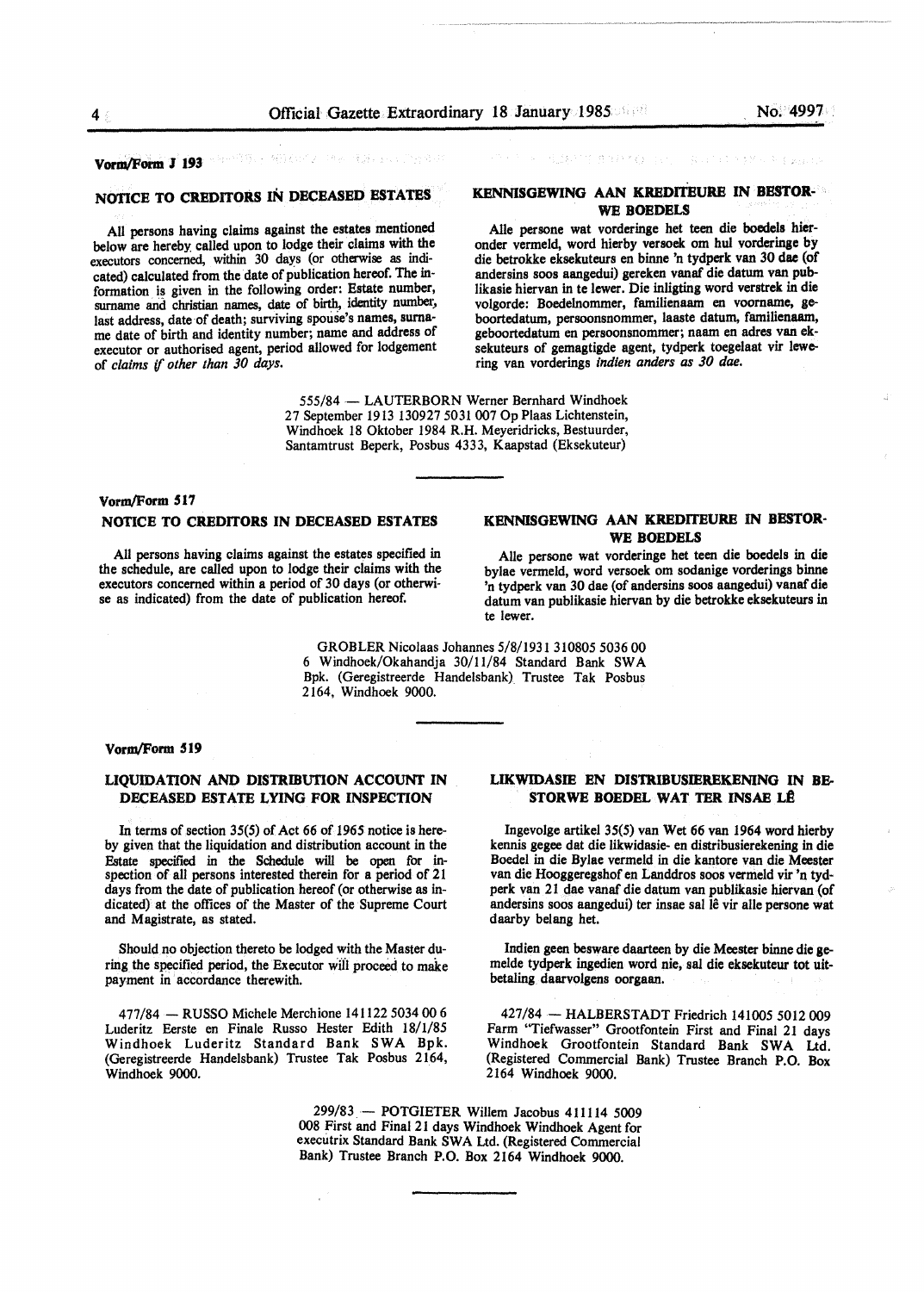**Vorm/Form J 193**

## NOTICE TO CREDITORS IN DECEASED ESTATES

All persons having claims against the estates mentioned below are hereby called upon to lodge their claims with the executors concerned, within 30 days (or otherwise as indicated) calculated from the date of publication hereof. The information is given in the following order: Estate number, surname and christian names, date of birth, identity number, last address, date of death; surviving spouse's names, surname date of birth and identity number; name and address of executor or authorised agent, period allowed for lodgement of *claims if other than 30 days.*

## KENNISGEWING AAN KREDITEURE IN BESTORWE BOEDELS

Alle persone wat vorderinge het teen die boedels hieronder vermeld, word hierby versoek om hul vorderinge by die betrokke eksekuteurs en binne 'n tydperk van 30 dae (of andersins soos aangedui) gereken vanaf die datum van publikasie hiervan in te lewer. Die inligting word verstrek in die volgorde: Boedelnommer, familienaam en voorname, geboortedatum, persoonsnommer, laaste datum, familienaam, geboortedatum en persoonsnommer; naam en adres van eksekuteurs of gemagtigde agent, tydperk toegelaat vir lewering van vorderings *indien anders as 30 dae.*

555/84 — LAUTERBORN Werner Bernhard Windhoek 27 September 1913 130927 5031 007 Op Plaas Lichtenstein, Windhoek 18 Oktober 1984 R.H. Meyeridricks, Bestuurder, Santamtrust Beperk, Posbus 4333, Kaapstad (Eksekuteur)

---

**Vorm/Form 517**

## NOTICE TO CREDITORS IN DECEASED ESTATES

All persons having claims against the estates specified in the schedule, are called upon to lodge their claims with the executors concerned within a period of 30 days (or otherwise as indicated) from the date of publication hereof.

## KENNISGEWING AAN KREDITEURE IN BESTORWE BOEDELS

Alle persone wat vorderinge het teen die boedels in die bylae vermeld, word versoek om sodanige vorderings binne 'n tydperk van 30 dae (of andersins soos aangedui) vanaf die datum van publikasie hiervan by die betrokke eksekuteurs in te lewer.

GROBLER Nicolaas Johannes 5/8/1931 310805 5036 00 6 Windhoek/Okahandja 30/11/84 Standard Bank SWA Bpk. (Geregistreerde Handelsbank) Trustee Tak Posbus 2164, Windhoek 9000.

---

**Vorm/Form 519**

## LIQUIDATION AND DISTRIBUTION ACCOUNT IN DECEASED ESTATE LYING FOR INSPECTION

In terms of section 35(5) of Act 66 of 1965 notice is hereby given that the liquidation and distribution account in the Estate specified in the Schedule will be open for inspection of all persons interested therein for a period of 21 days from the date of publication hereof (or otherwise as indicated) at the offices of the Master of the Supreme Court and Magistrate, as stated.

Should no objection thereto be lodged with the Master during the specified period, the Executor will proceed to make payment in accordance therewith.

## LIKWIDASIE EN DISTRIBUSIEREKENING IN BESTORWE BOEDEL WAT TER INSAE LÊ

Ingevolge artikel 35(5) van Wet 66 van 1964 word hierby kennis gegee dat die likwidasie- en distribusierekening in die Boedel in die Bylae vermeld in die kantore van die Meester van die Hooggeregshof en Landdros soos vermeld vir 'n tydperk van 21 dae vanaf die datum van publikasie hiervan (of andersins soos aangedui) ter insae sal lê vir alle persone wat daarby belang het.

Indien geen besware daarteen by die Meester binne die gemelde tydperk ingedien word nie, sal die eksekuteur tot uitbetaling daarvolgens oorgaan.

477/84 — RUSSO Michele Merchione 141122 5034 00 6 Luderitz Eerste en Finale Russo Hester Edith 18/1/85 Windhoek Luderitz Standard Bank SWA Bpk. (Geregistreerde Handelsbank) Trustee Tak Posbus 2164, Windhoek 9000.

427/84 — HALBERSTADT Friedrich 141005 5012 009 Farm "Tiefwasser" Grootfontein First and Final 21 days Windhoek Grootfontein Standard Bank SWA Ltd. (Registered Commercial Bank) Trustee Branch P.O. Box 2164 Windhoek 9000.

299/83 — POTGIETER Willem Jacobus 411114 5009 008 First and Final 21 days Windhoek Windhoek Agent for executrix Standard Bank SWA Ltd. (Registered Commercial Bank) Trustee Branch P.O. Box 2164 Windhoek 9000.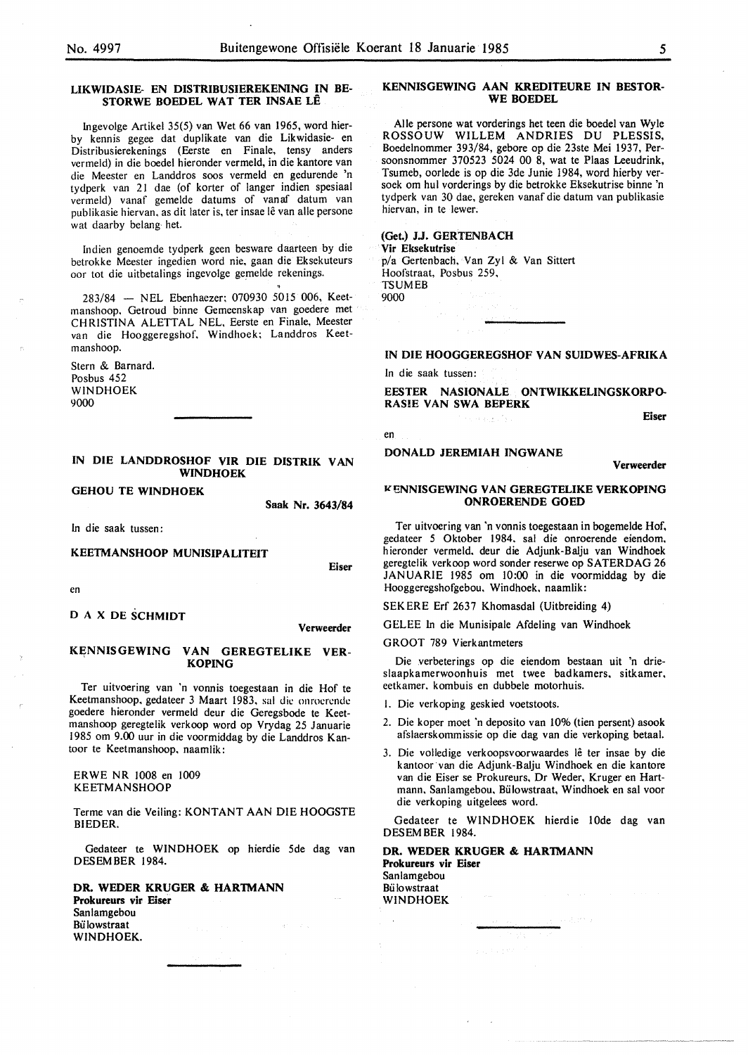## LIKWIDASIE- EN DISTRIBUSIEREKENING IN BESTORWE BOEDEL WAT TER INSAE LÊ

Ingevolge Artikel 35(5) van Wet 66 van 1965, word hierby kennis gegee dat duplikate van die Likwidasie- en Distribusierekenings (Eerste en Finale, tensy anders vermeld) in die boedel hieronder vermeld, in die kantore van die Meester en Landdros soos vermeld en gedurende 'n tydperk van 21 dae (of korter of langer indien spesiaal vermeld) vanaf gemelde datums of vanaf datum van publikasie hiervan, as dit later is, ter insae lê van alle persone wat daarby belang het.

Indien genoemde tydperk geen besware daarteen by die betrokke Meester ingedien word nie, gaan die Eksekuteurs oor tot die uitbetalings ingevolge gemelde rekenings.

283/84 — NEL Ebenhaezer; 070930 5015 006, Keetmanshoop. Getroud binne Gemeenskap van goedere met CHRISTINA ALETTAL NEL, Eerste en Finale, Meester van die Hooggeregshof, Windhoek; Landdros Keetmanshoop.

Stern & Barnard.
Posbus 452
WINDHOEK
9000

---

## IN DIE LANDDROSHOF VIR DIE DISTRIK VAN WINDHOEK

**GEHOU TE WINDHOEK**

**Saak Nr. 3643/84**

In die saak tussen:

**KEETMANSHOOP MUNISIPALITEIT** — **Eiser**

en

**D A X DE SCHMIDT** — **Verweerder**

### KENNISGEWING VAN GEREGTELIKE VERKOPING

Ter uitvoering van 'n vonnis toegestaan in die Hof te Keetmanshoop, gedateer 3 Maart 1983, sal die onroerende goedere hieronder vermeld deur die Geregsbode te Keetmanshoop geregtelik verkoop word op Vrydag 25 Januarie 1985 om 9.00 uur in die voormiddag by die Landdros Kantoor te Keetmanshoop, naamlik:

ERWE NR 1008 en 1009
KEETMANSHOOP

Terme van die Veiling: KONTANT AAN DIE HOOGSTE BIEDER.

Gedateer te WINDHOEK op hierdie 5de dag van DESEMBER 1984.

**DR. WEDER KRUGER & HARTMANN**
**Prokureurs vir Eiser**
Sanlamgebou
Bülowstraat
WINDHOEK.

---

## KENNISGEWING AAN KREDITEURE IN BESTORWE BOEDEL

Alle persone wat vorderings het teen die boedel van Wyle ROSSOUW WILLEM ANDRIES DU PLESSIS, Boedelnommer 393/84, gebore op die 23ste Mei 1937, Persoonsnommer 370523 5024 00 8, wat te Plaas Leeudrink, Tsumeb, oorlede is op die 3de Junie 1984, word hierby versoek om hul vorderings by die betrokke Eksekutrise binne 'n tydperk van 30 dae, gereken vanaf die datum van publikasie hiervan, in te lewer.

**(Get.) J.J. GERTENBACH**
**Vir Eksekutrise**
p/a Gertenbach, Van Zyl & Van Sittert
Hoofstraat, Posbus 259,
TSUMEB
9000

---

## IN DIE HOOGGEREGSHOF VAN SUIDWES-AFRIKA

In die saak tussen:

**EESTER NASIONALE ONTWIKKELINGSKORPORASIE VAN SWA BEPERK** — **Eiser**

en

**DONALD JEREMIAH INGWANE** — **Verweerder**

### KENNISGEWING VAN GEREGTELIKE VERKOPING ONROERENDE GOED

Ter uitvoering van 'n vonnis toegestaan in bogemelde Hof, gedateer 5 Oktober 1984, sal die onroerende eiendom, hieronder vermeld, deur die Adjunk-Balju van Windhoek geregtelik verkoop word sonder reserwe op SATERDAG 26 JANUARIE 1985 om 10:00 in die voormiddag by die Hooggeregshofgebou, Windhoek, naamlik:

SEKERE Erf 2637 Khomasdal (Uitbreiding 4)

GELEE In die Munisipale Afdeling van Windhoek

GROOT 789 Vierkantmeters

Die verbeterings op die eiendom bestaan uit 'n drieslaapkamerwoonhuis met twee badkamers, sitkamer, eetkamer, kombuis en dubbele motorhuis.

1. Die verkoping geskied voetstoots.
2. Die koper moet 'n deposito van 10% (tien persent) asook afslaerskommissie op die dag van die verkoping betaal.
3. Die volledige verkoopsvoorwaardes lê ter insae by die kantoor van die Adjunk-Balju Windhoek en die kantore van die Eiser se Prokureurs, Dr Weder, Kruger en Hartmann, Sanlamgebou, Bülowstraat, Windhoek en sal voor die verkoping uitgelees word.

Gedateer te WINDHOEK hierdie 10de dag van DESEMBER 1984.

**DR. WEDER KRUGER & HARTMANN**
**Prokureurs vir Eiser**
Sanlamgebou
Bülowstraat
WINDHOEK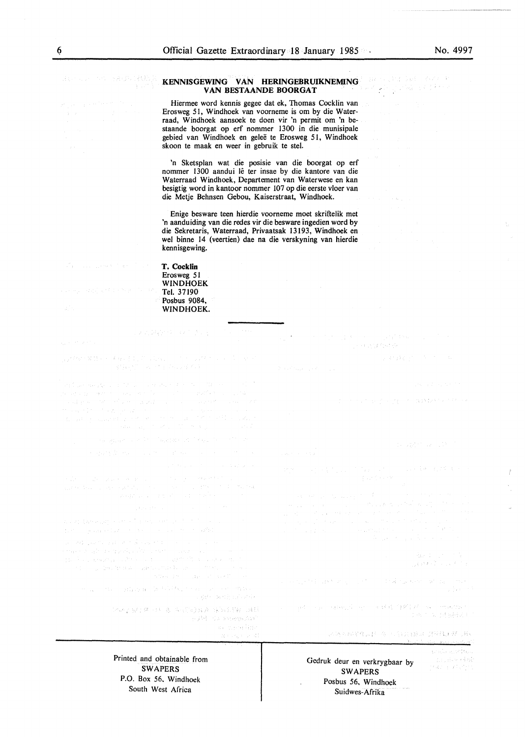## KENNISGEWING VAN HERINGEBRUIKNEMING VAN BESTAANDE BOORGAT

Hiermee word kennis gegee dat ek, Thomas Cocklin van Erosweg 51, Windhoek van voorneme is om by die Waterraad, Windhoek aansoek te doen vir 'n permit om 'n bestaande boorgat op erf nommer 1300 in die munisipale gebied van Windhoek en geleë te Erosweg 51, Windhoek skoon te maak en weer in gebruik te stel.

'n Sketsplan wat die posisie van die boorgat op erf nommer 1300 aandui lê ter insae by die kantore van die Waterraad Windhoek, Departement van Waterwese en kan besigtig word in kantoor nommer 107 op die eerste vloer van die Metje Behnsen Gebou, Kaiserstraat, Windhoek.

Enige besware teen hierdie voorneme moet skriftelik met 'n aanduiding van die redes vir die besware ingedien word by die Sekretaris, Waterraad, Privaatsak 13193, Windhoek en wel binne 14 (veertien) dae na die verskyning van hierdie kennisgewing.

**T. Cocklin**
Erosweg 51
WINDHOEK
Tel. 37190
Posbus 9084,
WINDHOEK.

---

Printed and obtainable from
SWAPERS
P.O. Box 56, Windhoek
South West Africa

Gedruk deur en verkrygbaar by
SWAPERS
Posbus 56, Windhoek
Suidwes-Afrika